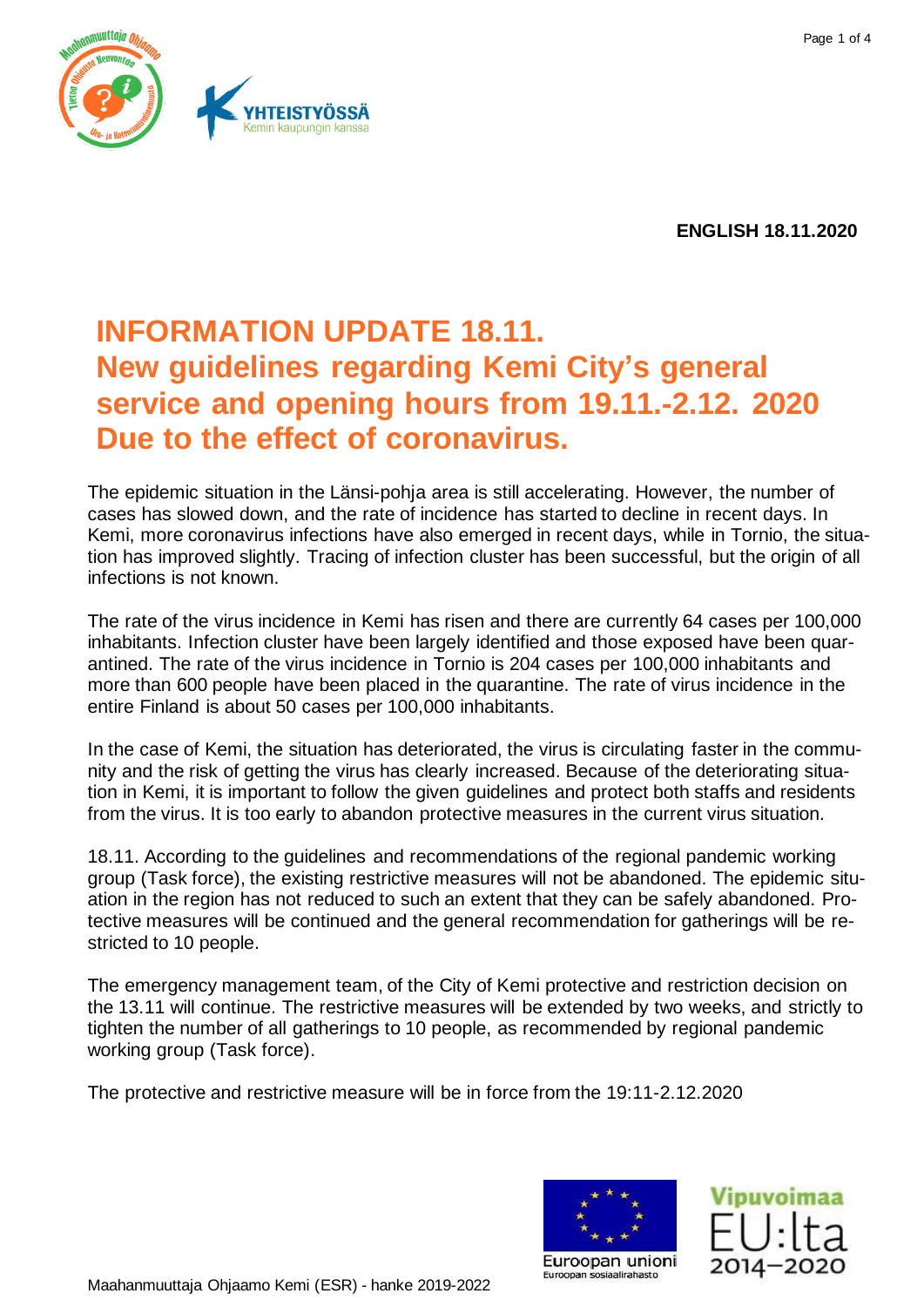**ENGLISH 18.11.2020**

# INFORMATION UPDATE 18.11.
# New guidelines regarding Kemi City's general service and opening hours from 19.11.-2.12. 2020 Due to the effect of coronavirus.

The epidemic situation in the Länsi-pohja area is still accelerating. However, the number of cases has slowed down, and the rate of incidence has started to decline in recent days. In Kemi, more coronavirus infections have also emerged in recent days, while in Tornio, the situation has improved slightly. Tracing of infection cluster has been successful, but the origin of all infections is not known.

The rate of the virus incidence in Kemi has risen and there are currently 64 cases per 100,000 inhabitants. Infection cluster have been largely identified and those exposed have been quarantined. The rate of the virus incidence in Tornio is 204 cases per 100,000 inhabitants and more than 600 people have been placed in the quarantine. The rate of virus incidence in the entire Finland is about 50 cases per 100,000 inhabitants.

In the case of Kemi, the situation has deteriorated, the virus is circulating faster in the community and the risk of getting the virus has clearly increased. Because of the deteriorating situation in Kemi, it is important to follow the given guidelines and protect both staffs and residents from the virus. It is too early to abandon protective measures in the current virus situation.

18.11. According to the guidelines and recommendations of the regional pandemic working group (Task force), the existing restrictive measures will not be abandoned. The epidemic situation in the region has not reduced to such an extent that they can be safely abandoned. Protective measures will be continued and the general recommendation for gatherings will be restricted to 10 people.

The emergency management team, of the City of Kemi protective and restriction decision on the 13.11 will continue. The restrictive measures will be extended by two weeks, and strictly to tighten the number of all gatherings to 10 people, as recommended by regional pandemic working group (Task force).

The protective and restrictive measure will be in force from the 19:11-2.12.2020

Maahanmuuttaja Ohjaamo Kemi (ESR) - hanke 2019-2022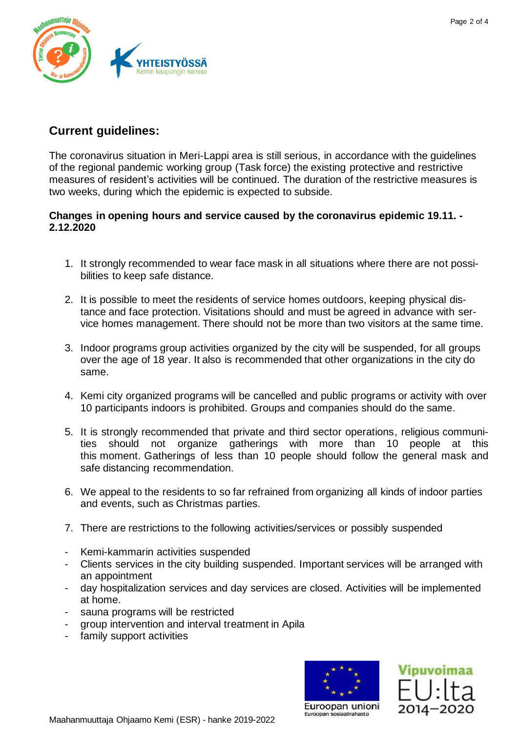## Current guidelines:

The coronavirus situation in Meri-Lappi area is still serious, in accordance with the guidelines of the regional pandemic working group (Task force) the existing protective and restrictive measures of resident's activities will be continued. The duration of the restrictive measures is two weeks, during which the epidemic is expected to subside.

**Changes in opening hours and service caused by the coronavirus epidemic 19.11. - 2.12.2020**

1. It strongly recommended to wear face mask in all situations where there are not possibilities to keep safe distance.

2. It is possible to meet the residents of service homes outdoors, keeping physical distance and face protection. Visitations should and must be agreed in advance with service homes management. There should not be more than two visitors at the same time.

3. Indoor programs group activities organized by the city will be suspended, for all groups over the age of 18 year. It also is recommended that other organizations in the city do same.

4. Kemi city organized programs will be cancelled and public programs or activity with over 10 participants indoors is prohibited. Groups and companies should do the same.

5. It is strongly recommended that private and third sector operations, religious communities should not organize gatherings with more than 10 people at this this moment. Gatherings of less than 10 people should follow the general mask and safe distancing recommendation.

6. We appeal to the residents to so far refrained from organizing all kinds of indoor parties and events, such as Christmas parties.

7. There are restrictions to the following activities/services or possibly suspended

- Kemi-kammarin activities suspended
- Clients services in the city building suspended. Important services will be arranged with an appointment
- day hospitalization services and day services are closed. Activities will be implemented at home.
- sauna programs will be restricted
- group intervention and interval treatment in Apila
- family support activities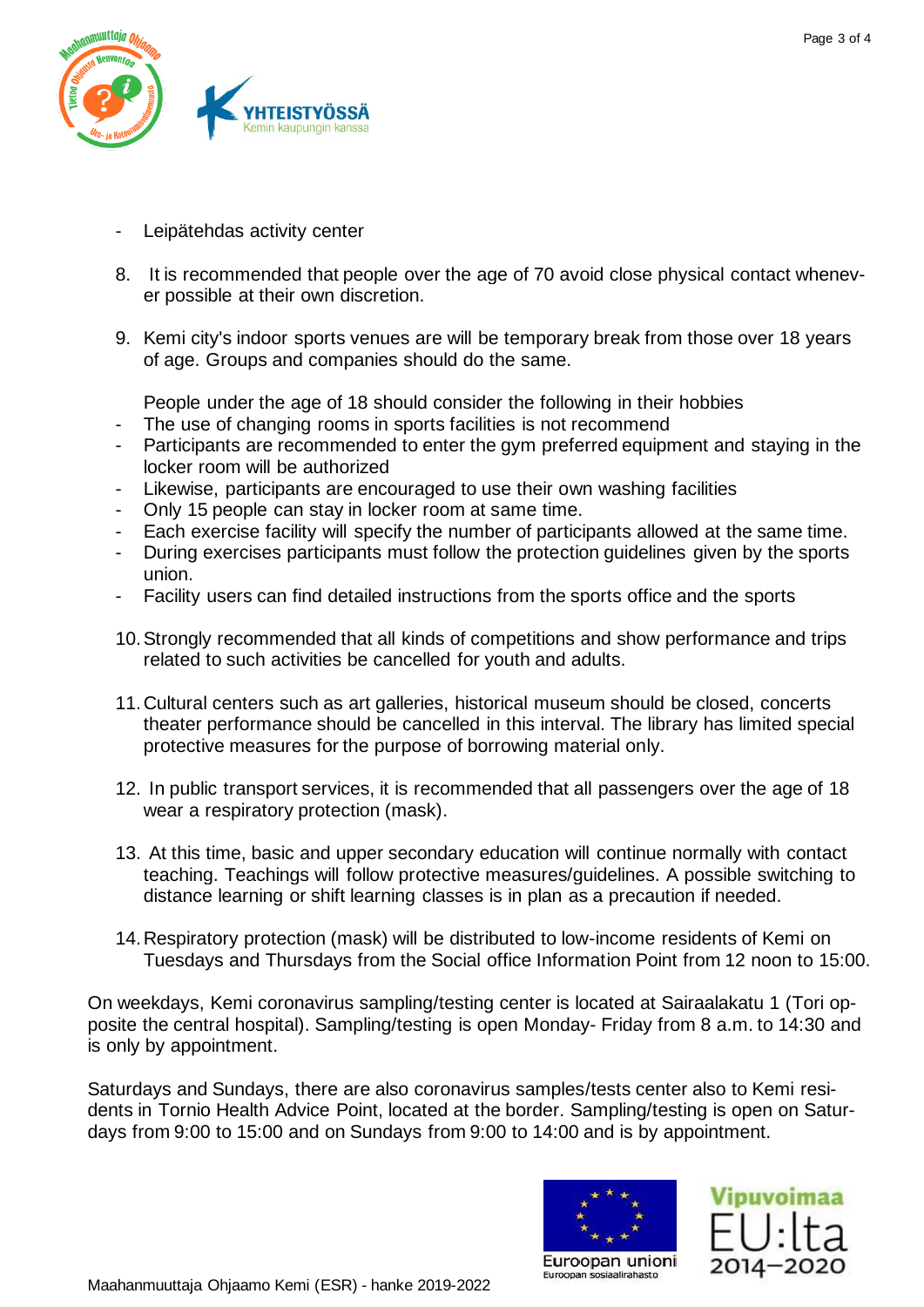- Leipätehdas activity center

8. It is recommended that people over the age of 70 avoid close physical contact whenever possible at their own discretion.

9. Kemi city's indoor sports venues are will be temporary break from those over 18 years of age. Groups and companies should do the same.

   People under the age of 18 should consider the following in their hobbies
   - The use of changing rooms in sports facilities is not recommend
   - Participants are recommended to enter the gym preferred equipment and staying in the locker room will be authorized
   - Likewise, participants are encouraged to use their own washing facilities
   - Only 15 people can stay in locker room at same time.
   - Each exercise facility will specify the number of participants allowed at the same time.
   - During exercises participants must follow the protection guidelines given by the sports union.
   - Facility users can find detailed instructions from the sports office and the sports

10. Strongly recommended that all kinds of competitions and show performance and trips related to such activities be cancelled for youth and adults.

11. Cultural centers such as art galleries, historical museum should be closed, concerts theater performance should be cancelled in this interval. The library has limited special protective measures for the purpose of borrowing material only.

12. In public transport services, it is recommended that all passengers over the age of 18 wear a respiratory protection (mask).

13. At this time, basic and upper secondary education will continue normally with contact teaching. Teachings will follow protective measures/guidelines. A possible switching to distance learning or shift learning classes is in plan as a precaution if needed.

14. Respiratory protection (mask) will be distributed to low-income residents of Kemi on Tuesdays and Thursdays from the Social office Information Point from 12 noon to 15:00.

On weekdays, Kemi coronavirus sampling/testing center is located at Sairaalakatu 1 (Tori opposite the central hospital). Sampling/testing is open Monday- Friday from 8 a.m. to 14:30 and is only by appointment.

Saturdays and Sundays, there are also coronavirus samples/tests center also to Kemi residents in Tornio Health Advice Point, located at the border. Sampling/testing is open on Saturdays from 9:00 to 15:00 and on Sundays from 9:00 to 14:00 and is by appointment.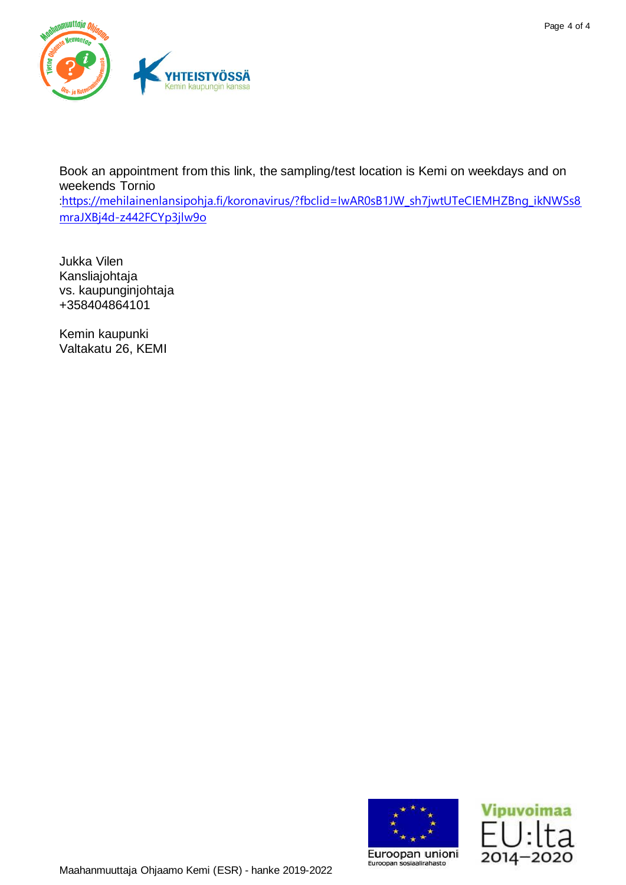Book an appointment from this link, the sampling/test location is Kemi on weekdays and on weekends Tornio :https://mehilainenlansipohja.fi/koronavirus/?fbclid=IwAR0sB1JW_sh7jwtUTeCIEMHZBng_ikNWSs8mraJXBj4d-z442FCYp3jlw9o

Jukka Vilen
Kansliajohtaja
vs. kaupunginjohtaja
+358404864101

Kemin kaupunki
Valtakatu 26, KEMI

Maahanmuuttaja Ohjaamo Kemi (ESR) - hanke 2019-2022